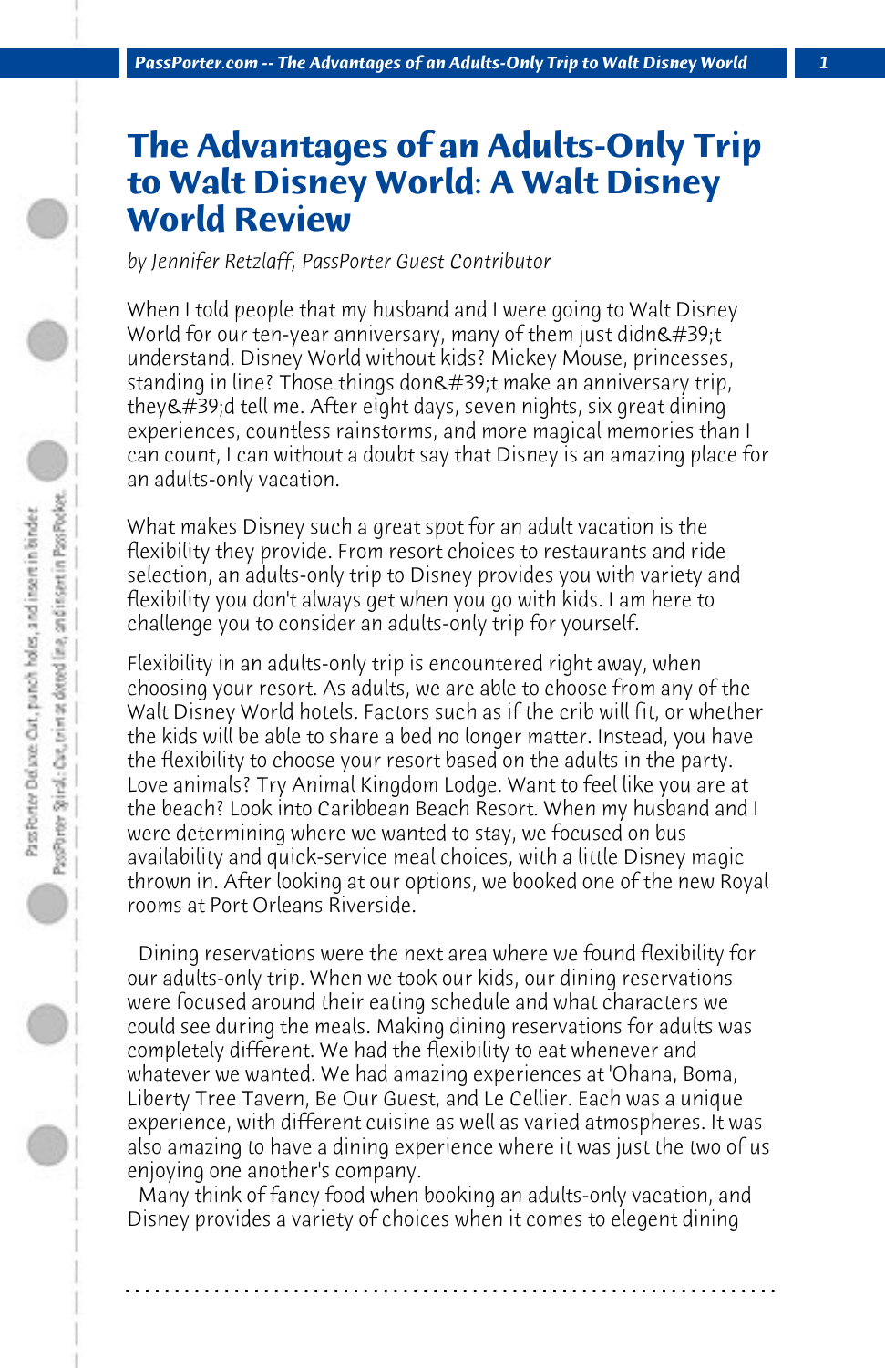# The Advantages of an Adults-Only Trip to Walt Disney World: A Walt Disney World Review

*by Jennifer Retzlaff, PassPorter Guest Contributor*

When I told people that my husband and I were going to Walt Disney World for our ten-year anniversary, many of them just didn&#39;t understand. Disney World without kids? Mickey Mouse, princesses, standing in line? Those things don&#39;t make an anniversary trip, they&#39;d tell me. After eight days, seven nights, six great dining experiences, countless rainstorms, and more magical memories than I can count, I can without a doubt say that Disney is an amazing place for an adults-only vacation.

What makes Disney such a great spot for an adult vacation is the flexibility they provide. From resort choices to restaurants and ride selection, an adults-only trip to Disney provides you with variety and flexibility you don't always get when you go with kids. I am here to challenge you to consider an adults-only trip for yourself.

Flexibility in an adults-only trip is encountered right away, when choosing your resort. As adults, we are able to choose from any of the Walt Disney World hotels. Factors such as if the crib will fit, or whether the kids will be able to share a bed no longer matter. Instead, you have the flexibility to choose your resort based on the adults in the party. Love animals? Try Animal Kingdom Lodge. Want to feel like you are at the beach? Look into Caribbean Beach Resort. When my husband and I were determining where we wanted to stay, we focused on bus availability and quick-service meal choices, with a little Disney magic thrown in. After looking at our options, we booked one of the new Royal rooms at Port Orleans Riverside.

Dining reservations were the next area where we found flexibility for our adults-only trip. When we took our kids, our dining reservations were focused around their eating schedule and what characters we could see during the meals. Making dining reservations for adults was completely different. We had the flexibility to eat whenever and whatever we wanted. We had amazing experiences at 'Ohana, Boma, Liberty Tree Tavern, Be Our Guest, and Le Cellier. Each was a unique experience, with different cuisine as well as varied atmospheres. It was also amazing to have a dining experience where it was just the two of us enjoying one another's company.

Many think of fancy food when booking an adults-only vacation, and Disney provides a variety of choices when it comes to elegent dining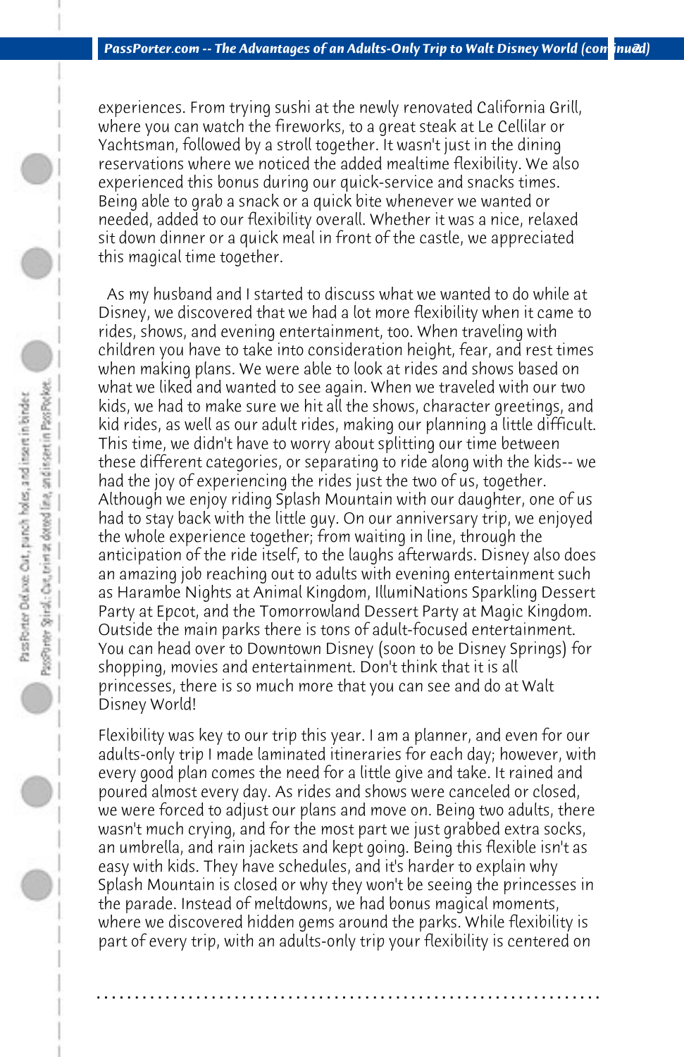experiences. From trying sushi at the newly renovated California Grill, where you can watch the fireworks, to a great steak at Le Cellilar or Yachtsman, followed by a stroll together. It wasn't just in the dining reservations where we noticed the added mealtime flexibility. We also experienced this bonus during our quick-service and snacks times. Being able to grab a snack or a quick bite whenever we wanted or needed, added to our flexibility overall. Whether it was a nice, relaxed sit down dinner or a quick meal in front of the castle, we appreciated this magical time together.

As my husband and I started to discuss what we wanted to do while at Disney, we discovered that we had a lot more flexibility when it came to rides, shows, and evening entertainment, too. When traveling with children you have to take into consideration height, fear, and rest times when making plans. We were able to look at rides and shows based on what we liked and wanted to see again. When we traveled with our two kids, we had to make sure we hit all the shows, character greetings, and kid rides, as well as our adult rides, making our planning a little difficult. This time, we didn't have to worry about splitting our time between these different categories, or separating to ride along with the kids-- we had the joy of experiencing the rides just the two of us, together. Although we enjoy riding Splash Mountain with our daughter, one of us had to stay back with the little guy. On our anniversary trip, we enjoyed the whole experience together; from waiting in line, through the anticipation of the ride itself, to the laughs afterwards. Disney also does an amazing job reaching out to adults with evening entertainment such as Harambe Nights at Animal Kingdom, IllumiNations Sparkling Dessert Party at Epcot, and the Tomorrowland Dessert Party at Magic Kingdom. Outside the main parks there is tons of adult-focused entertainment. You can head over to Downtown Disney (soon to be Disney Springs) for shopping, movies and entertainment. Don't think that it is all princesses, there is so much more that you can see and do at Walt Disney World!

Flexibility was key to our trip this year. I am a planner, and even for our adults-only trip I made laminated itineraries for each day; however, with every good plan comes the need for a little give and take. It rained and poured almost every day. As rides and shows were canceled or closed, we were forced to adjust our plans and move on. Being two adults, there wasn't much crying, and for the most part we just grabbed extra socks, an umbrella, and rain jackets and kept going. Being this flexible isn't as easy with kids. They have schedules, and it's harder to explain why Splash Mountain is closed or why they won't be seeing the princesses in the parade. Instead of meltdowns, we had bonus magical moments, where we discovered hidden gems around the parks. While flexibility is part of every trip, with an adults-only trip your flexibility is centered on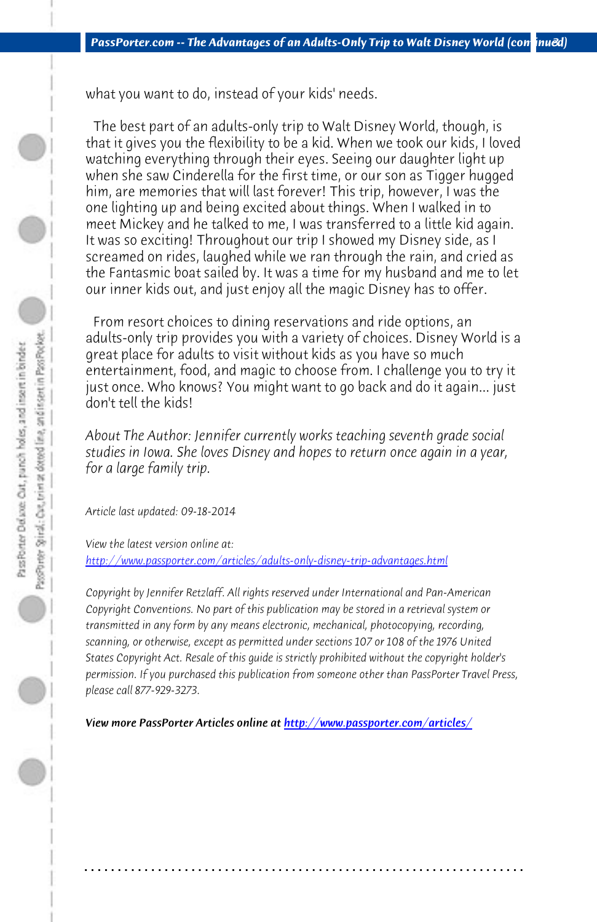what you want to do, instead of your kids' needs.

The best part of an adults-only trip to Walt Disney World, though, is that it gives you the flexibility to be a kid. When we took our kids, I loved watching everything through their eyes. Seeing our daughter light up when she saw Cinderella for the first time, or our son as Tigger hugged him, are memories that will last forever! This trip, however, I was the one lighting up and being excited about things. When I walked in to meet Mickey and he talked to me, I was transferred to a little kid again. It was so exciting! Throughout our trip I showed my Disney side, as I screamed on rides, laughed while we ran through the rain, and cried as the Fantasmic boat sailed by. It was a time for my husband and me to let our inner kids out, and just enjoy all the magic Disney has to offer.

From resort choices to dining reservations and ride options, an adults-only trip provides you with a variety of choices. Disney World is a great place for adults to visit without kids as you have so much entertainment, food, and magic to choose from. I challenge you to try it just once. Who knows? You might want to go back and do it again... just don't tell the kids!

*About The Author: Jennifer currently works teaching seventh grade social studies in Iowa. She loves Disney and hopes to return once again in a year, for a large family trip.*

*Article last updated: 09-18-2014*

*View the latest version online at:*
*http://www.passporter.com/articles/adults-only-disney-trip-advantages.html*

*Copyright by Jennifer Retzlaff. All rights reserved under International and Pan-American Copyright Conventions. No part of this publication may be stored in a retrieval system or transmitted in any form by any means electronic, mechanical, photocopying, recording, scanning, or otherwise, except as permitted under sections 107 or 108 of the 1976 United States Copyright Act. Resale of this guide is strictly prohibited without the copyright holder's permission. If you purchased this publication from someone other than PassPorter Travel Press, please call 877-929-3273.*

***View more PassPorter Articles online at http://www.passporter.com/articles/***